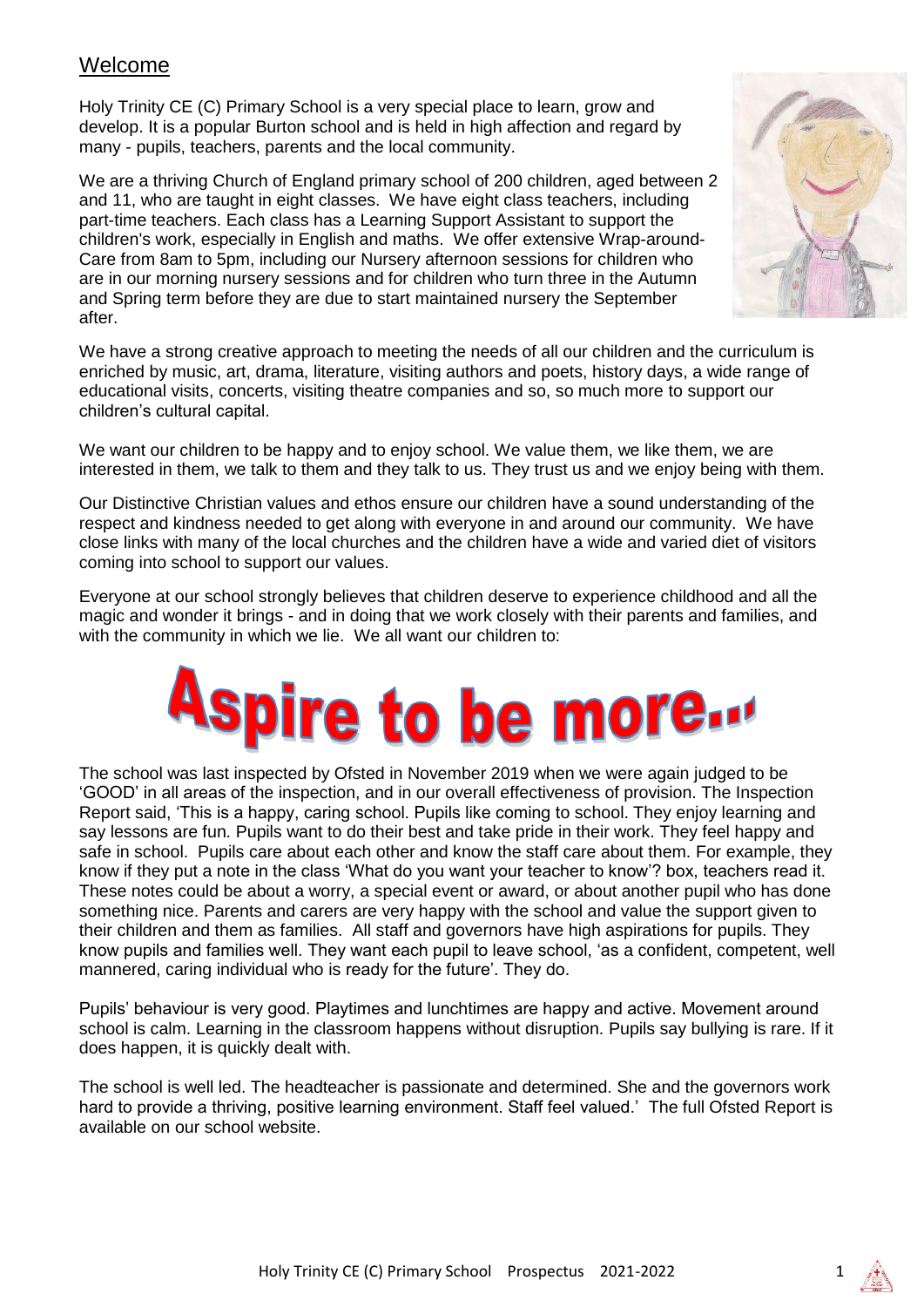## Welcome

Holy Trinity CE (C) Primary School is a very special place to learn, grow and develop. It is a popular Burton school and is held in high affection and regard by many - pupils, teachers, parents and the local community.

We are a thriving Church of England primary school of 200 children, aged between 2 and 11, who are taught in eight classes. We have eight class teachers, including part-time teachers. Each class has a Learning Support Assistant to support the children's work, especially in English and maths. We offer extensive Wrap-around-Care from 8am to 5pm, including our Nursery afternoon sessions for children who are in our morning nursery sessions and for children who turn three in the Autumn and Spring term before they are due to start maintained nursery the September after.

We have a strong creative approach to meeting the needs of all our children and the curriculum is enriched by music, art, drama, literature, visiting authors and poets, history days, a wide range of educational visits, concerts, visiting theatre companies and so, so much more to support our children's cultural capital.

We want our children to be happy and to enjoy school. We value them, we like them, we are interested in them, we talk to them and they talk to us. They trust us and we enjoy being with them.

Our Distinctive Christian values and ethos ensure our children have a sound understanding of the respect and kindness needed to get along with everyone in and around our community. We have close links with many of the local churches and the children have a wide and varied diet of visitors coming into school to support our values.

Everyone at our school strongly believes that children deserve to experience childhood and all the magic and wonder it brings - and in doing that we work closely with their parents and families, and with the community in which we lie. We all want our children to:

**Aspire to be more...**

The school was last inspected by Ofsted in November 2019 when we were again judged to be 'GOOD' in all areas of the inspection, and in our overall effectiveness of provision. The Inspection Report said, 'This is a happy, caring school. Pupils like coming to school. They enjoy learning and say lessons are fun. Pupils want to do their best and take pride in their work. They feel happy and safe in school. Pupils care about each other and know the staff care about them. For example, they know if they put a note in the class 'What do you want your teacher to know'? box, teachers read it. These notes could be about a worry, a special event or award, or about another pupil who has done something nice. Parents and carers are very happy with the school and value the support given to their children and them as families. All staff and governors have high aspirations for pupils. They know pupils and families well. They want each pupil to leave school, 'as a confident, competent, well mannered, caring individual who is ready for the future'. They do.

Pupils' behaviour is very good. Playtimes and lunchtimes are happy and active. Movement around school is calm. Learning in the classroom happens without disruption. Pupils say bullying is rare. If it does happen, it is quickly dealt with.

The school is well led. The headteacher is passionate and determined. She and the governors work hard to provide a thriving, positive learning environment. Staff feel valued.' The full Ofsted Report is available on our school website.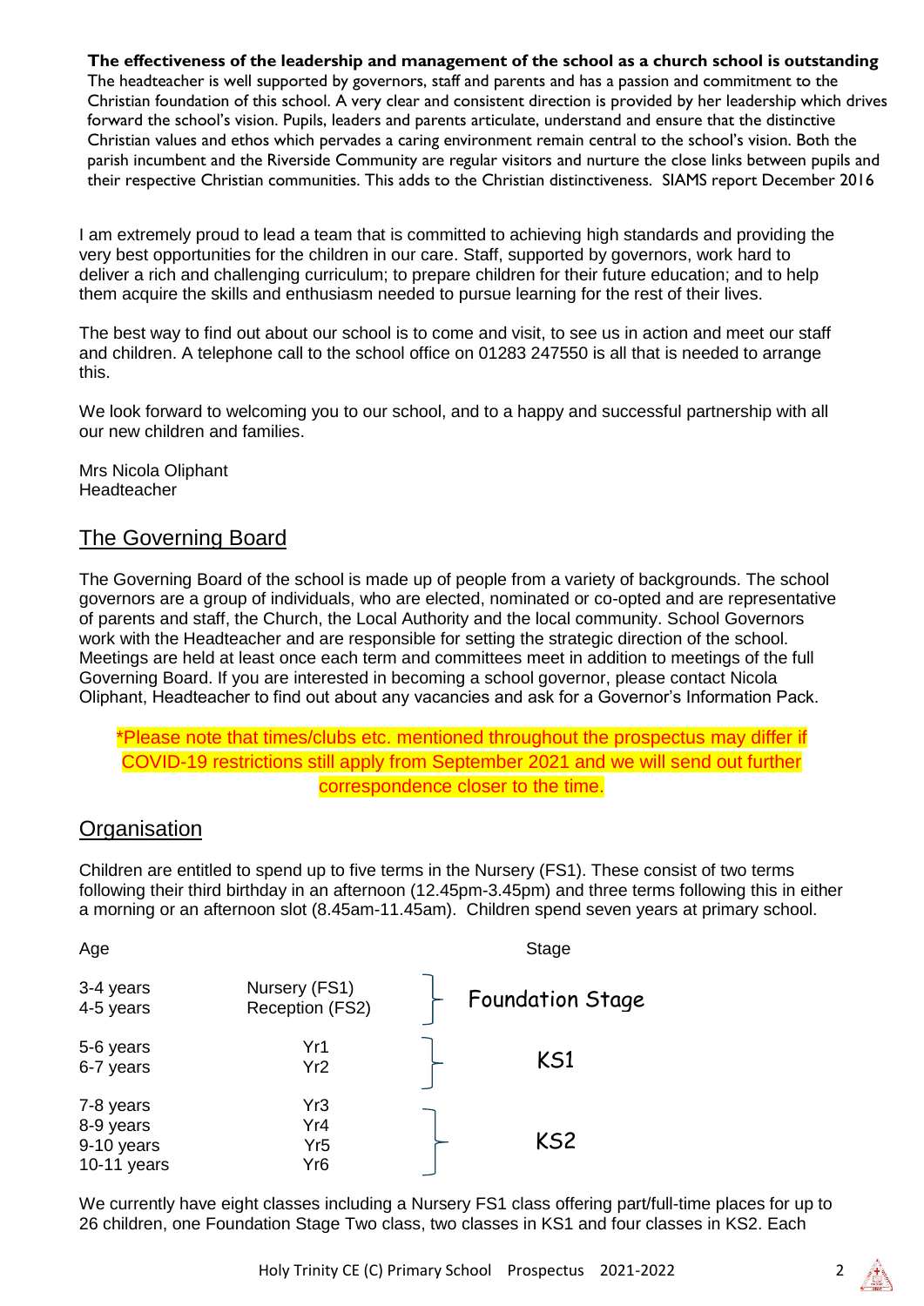**The effectiveness of the leadership and management of the school as a church school is outstanding**
The headteacher is well supported by governors, staff and parents and has a passion and commitment to the Christian foundation of this school. A very clear and consistent direction is provided by her leadership which drives forward the school's vision. Pupils, leaders and parents articulate, understand and ensure that the distinctive Christian values and ethos which pervades a caring environment remain central to the school's vision. Both the parish incumbent and the Riverside Community are regular visitors and nurture the close links between pupils and their respective Christian communities. This adds to the Christian distinctiveness. SIAMS report December 2016

I am extremely proud to lead a team that is committed to achieving high standards and providing the very best opportunities for the children in our care. Staff, supported by governors, work hard to deliver a rich and challenging curriculum; to prepare children for their future education; and to help them acquire the skills and enthusiasm needed to pursue learning for the rest of their lives.

The best way to find out about our school is to come and visit, to see us in action and meet our staff and children. A telephone call to the school office on 01283 247550 is all that is needed to arrange this.

We look forward to welcoming you to our school, and to a happy and successful partnership with all our new children and families.

Mrs Nicola Oliphant
Headteacher

## The Governing Board

The Governing Board of the school is made up of people from a variety of backgrounds. The school governors are a group of individuals, who are elected, nominated or co-opted and are representative of parents and staff, the Church, the Local Authority and the local community. School Governors work with the Headteacher and are responsible for setting the strategic direction of the school. Meetings are held at least once each term and committees meet in addition to meetings of the full Governing Board. If you are interested in becoming a school governor, please contact Nicola Oliphant, Headteacher to find out about any vacancies and ask for a Governor's Information Pack.

*Please note that times/clubs etc. mentioned throughout the prospectus may differ if COVID-19 restrictions still apply from September 2021 and we will send out further correspondence closer to the time.

## Organisation

Children are entitled to spend up to five terms in the Nursery (FS1). These consist of two terms following their third birthday in an afternoon (12.45pm-3.45pm) and three terms following this in either a morning or an afternoon slot (8.45am-11.45am). Children spend seven years at primary school.

| Age | | Stage |
|---|---|---|
| 3-4 years | Nursery (FS1) | Foundation Stage |
| 4-5 years | Reception (FS2) | |
| 5-6 years | Yr1 | KS1 |
| 6-7 years | Yr2 | |
| 7-8 years | Yr3 | KS2 |
| 8-9 years | Yr4 | |
| 9-10 years | Yr5 | |
| 10-11 years | Yr6 | |

We currently have eight classes including a Nursery FS1 class offering part/full-time places for up to 26 children, one Foundation Stage Two class, two classes in KS1 and four classes in KS2. Each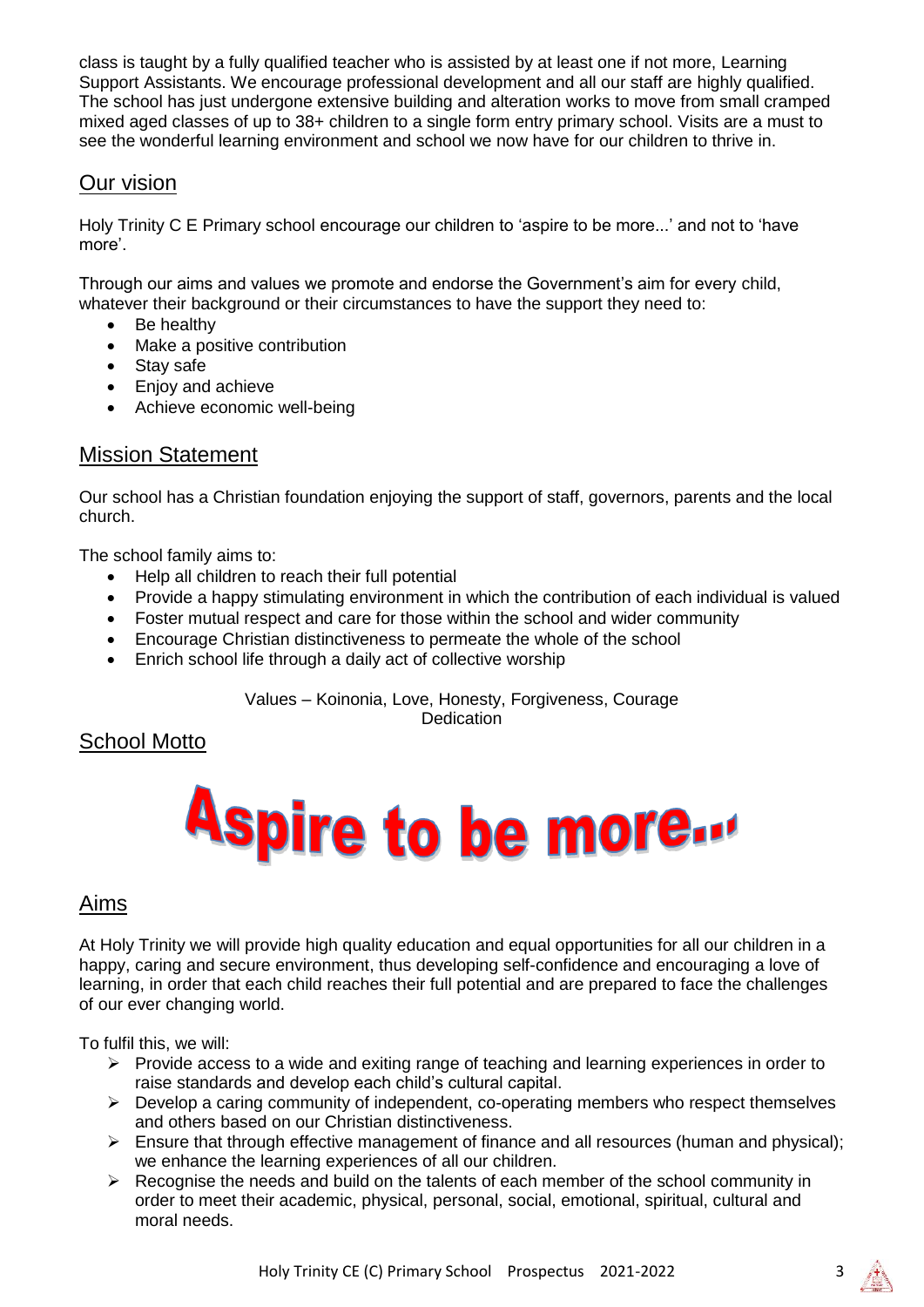class is taught by a fully qualified teacher who is assisted by at least one if not more, Learning Support Assistants. We encourage professional development and all our staff are highly qualified. The school has just undergone extensive building and alteration works to move from small cramped mixed aged classes of up to 38+ children to a single form entry primary school. Visits are a must to see the wonderful learning environment and school we now have for our children to thrive in.

## Our vision

Holy Trinity C E Primary school encourage our children to 'aspire to be more...' and not to 'have more'.

Through our aims and values we promote and endorse the Government's aim for every child, whatever their background or their circumstances to have the support they need to:

- Be healthy
- Make a positive contribution
- Stay safe
- Enjoy and achieve
- Achieve economic well-being

## Mission Statement

Our school has a Christian foundation enjoying the support of staff, governors, parents and the local church.

The school family aims to:

- Help all children to reach their full potential
- Provide a happy stimulating environment in which the contribution of each individual is valued
- Foster mutual respect and care for those within the school and wider community
- Encourage Christian distinctiveness to permeate the whole of the school
- Enrich school life through a daily act of collective worship

Values – Koinonia, Love, Honesty, Forgiveness, Courage
Dedication

## School Motto

**Aspire to be more...**

## Aims

At Holy Trinity we will provide high quality education and equal opportunities for all our children in a happy, caring and secure environment, thus developing self-confidence and encouraging a love of learning, in order that each child reaches their full potential and are prepared to face the challenges of our ever changing world.

To fulfil this, we will:

- Provide access to a wide and exiting range of teaching and learning experiences in order to raise standards and develop each child's cultural capital.
- Develop a caring community of independent, co-operating members who respect themselves and others based on our Christian distinctiveness.
- Ensure that through effective management of finance and all resources (human and physical); we enhance the learning experiences of all our children.
- Recognise the needs and build on the talents of each member of the school community in order to meet their academic, physical, personal, social, emotional, spiritual, cultural and moral needs.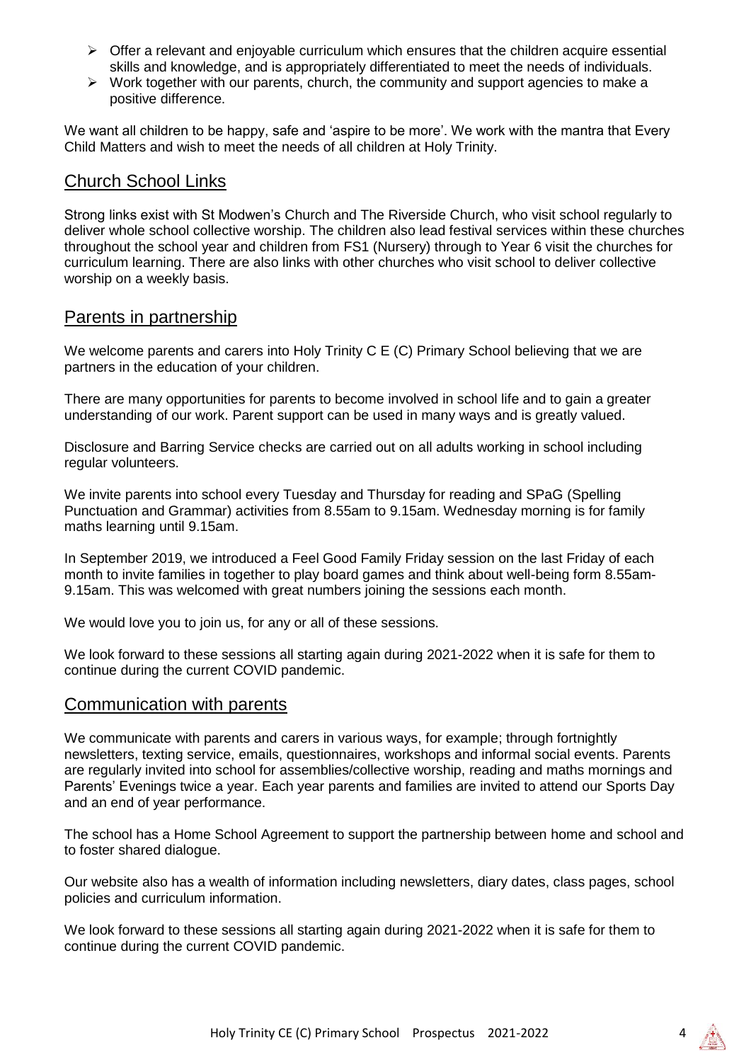- Offer a relevant and enjoyable curriculum which ensures that the children acquire essential skills and knowledge, and is appropriately differentiated to meet the needs of individuals.
- Work together with our parents, church, the community and support agencies to make a positive difference.

We want all children to be happy, safe and 'aspire to be more'. We work with the mantra that Every Child Matters and wish to meet the needs of all children at Holy Trinity.

## Church School Links

Strong links exist with St Modwen's Church and The Riverside Church, who visit school regularly to deliver whole school collective worship. The children also lead festival services within these churches throughout the school year and children from FS1 (Nursery) through to Year 6 visit the churches for curriculum learning. There are also links with other churches who visit school to deliver collective worship on a weekly basis.

## Parents in partnership

We welcome parents and carers into Holy Trinity C E (C) Primary School believing that we are partners in the education of your children.

There are many opportunities for parents to become involved in school life and to gain a greater understanding of our work. Parent support can be used in many ways and is greatly valued.

Disclosure and Barring Service checks are carried out on all adults working in school including regular volunteers.

We invite parents into school every Tuesday and Thursday for reading and SPaG (Spelling Punctuation and Grammar) activities from 8.55am to 9.15am. Wednesday morning is for family maths learning until 9.15am.

In September 2019, we introduced a Feel Good Family Friday session on the last Friday of each month to invite families in together to play board games and think about well-being form 8.55am-9.15am. This was welcomed with great numbers joining the sessions each month.

We would love you to join us, for any or all of these sessions.

We look forward to these sessions all starting again during 2021-2022 when it is safe for them to continue during the current COVID pandemic.

## Communication with parents

We communicate with parents and carers in various ways, for example; through fortnightly newsletters, texting service, emails, questionnaires, workshops and informal social events. Parents are regularly invited into school for assemblies/collective worship, reading and maths mornings and Parents' Evenings twice a year. Each year parents and families are invited to attend our Sports Day and an end of year performance.

The school has a Home School Agreement to support the partnership between home and school and to foster shared dialogue.

Our website also has a wealth of information including newsletters, diary dates, class pages, school policies and curriculum information.

We look forward to these sessions all starting again during 2021-2022 when it is safe for them to continue during the current COVID pandemic.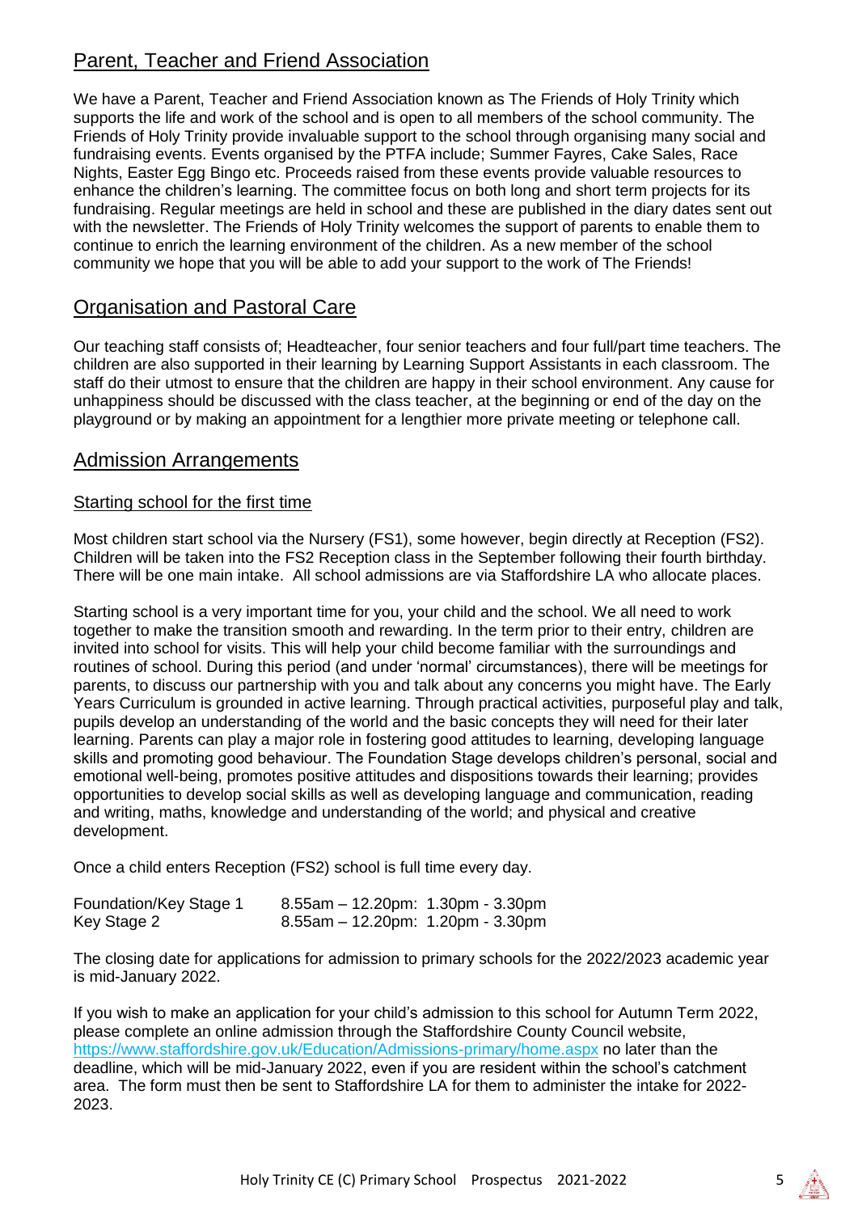## Parent, Teacher and Friend Association

We have a Parent, Teacher and Friend Association known as The Friends of Holy Trinity which supports the life and work of the school and is open to all members of the school community. The Friends of Holy Trinity provide invaluable support to the school through organising many social and fundraising events. Events organised by the PTFA include; Summer Fayres, Cake Sales, Race Nights, Easter Egg Bingo etc. Proceeds raised from these events provide valuable resources to enhance the children's learning. The committee focus on both long and short term projects for its fundraising. Regular meetings are held in school and these are published in the diary dates sent out with the newsletter. The Friends of Holy Trinity welcomes the support of parents to enable them to continue to enrich the learning environment of the children. As a new member of the school community we hope that you will be able to add your support to the work of The Friends!

## Organisation and Pastoral Care

Our teaching staff consists of; Headteacher, four senior teachers and four full/part time teachers. The children are also supported in their learning by Learning Support Assistants in each classroom. The staff do their utmost to ensure that the children are happy in their school environment. Any cause for unhappiness should be discussed with the class teacher, at the beginning or end of the day on the playground or by making an appointment for a lengthier more private meeting or telephone call.

## Admission Arrangements

### Starting school for the first time

Most children start school via the Nursery (FS1), some however, begin directly at Reception (FS2). Children will be taken into the FS2 Reception class in the September following their fourth birthday. There will be one main intake. All school admissions are via Staffordshire LA who allocate places.

Starting school is a very important time for you, your child and the school. We all need to work together to make the transition smooth and rewarding. In the term prior to their entry, children are invited into school for visits. This will help your child become familiar with the surroundings and routines of school. During this period (and under 'normal' circumstances), there will be meetings for parents, to discuss our partnership with you and talk about any concerns you might have. The Early Years Curriculum is grounded in active learning. Through practical activities, purposeful play and talk, pupils develop an understanding of the world and the basic concepts they will need for their later learning. Parents can play a major role in fostering good attitudes to learning, developing language skills and promoting good behaviour. The Foundation Stage develops children's personal, social and emotional well-being, promotes positive attitudes and dispositions towards their learning; provides opportunities to develop social skills as well as developing language and communication, reading and writing, maths, knowledge and understanding of the world; and physical and creative development.

Once a child enters Reception (FS2) school is full time every day.

| | | |
|---|---|---|
| Foundation/Key Stage 1 | 8.55am – 12.20pm: | 1.30pm - 3.30pm |
| Key Stage 2 | 8.55am – 12.20pm: | 1.20pm - 3.30pm |

The closing date for applications for admission to primary schools for the 2022/2023 academic year is mid-January 2022.

If you wish to make an application for your child's admission to this school for Autumn Term 2022, please complete an online admission through the Staffordshire County Council website, https://www.staffordshire.gov.uk/Education/Admissions-primary/home.aspx no later than the deadline, which will be mid-January 2022, even if you are resident within the school's catchment area. The form must then be sent to Staffordshire LA for them to administer the intake for 2022-2023.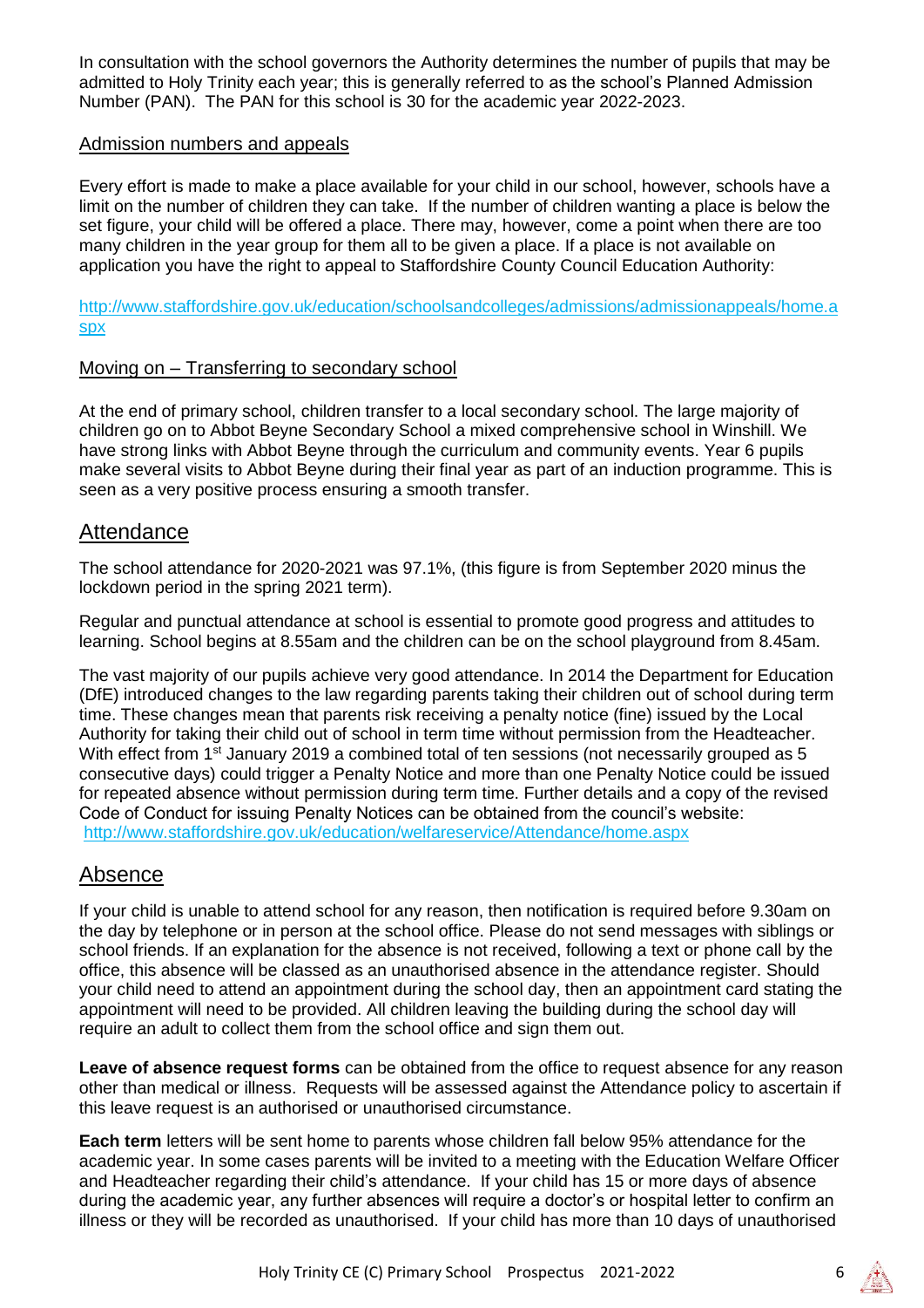In consultation with the school governors the Authority determines the number of pupils that may be admitted to Holy Trinity each year; this is generally referred to as the school's Planned Admission Number (PAN). The PAN for this school is 30 for the academic year 2022-2023.

### Admission numbers and appeals

Every effort is made to make a place available for your child in our school, however, schools have a limit on the number of children they can take. If the number of children wanting a place is below the set figure, your child will be offered a place. There may, however, come a point when there are too many children in the year group for them all to be given a place. If a place is not available on application you have the right to appeal to Staffordshire County Council Education Authority:

http://www.staffordshire.gov.uk/education/schoolsandcolleges/admissions/admissionappeals/home.aspx

### Moving on – Transferring to secondary school

At the end of primary school, children transfer to a local secondary school. The large majority of children go on to Abbot Beyne Secondary School a mixed comprehensive school in Winshill. We have strong links with Abbot Beyne through the curriculum and community events. Year 6 pupils make several visits to Abbot Beyne during their final year as part of an induction programme. This is seen as a very positive process ensuring a smooth transfer.

## Attendance

The school attendance for 2020-2021 was 97.1%, (this figure is from September 2020 minus the lockdown period in the spring 2021 term).

Regular and punctual attendance at school is essential to promote good progress and attitudes to learning. School begins at 8.55am and the children can be on the school playground from 8.45am.

The vast majority of our pupils achieve very good attendance. In 2014 the Department for Education (DfE) introduced changes to the law regarding parents taking their children out of school during term time. These changes mean that parents risk receiving a penalty notice (fine) issued by the Local Authority for taking their child out of school in term time without permission from the Headteacher. With effect from 1st January 2019 a combined total of ten sessions (not necessarily grouped as 5 consecutive days) could trigger a Penalty Notice and more than one Penalty Notice could be issued for repeated absence without permission during term time. Further details and a copy of the revised Code of Conduct for issuing Penalty Notices can be obtained from the council's website: http://www.staffordshire.gov.uk/education/welfareservice/Attendance/home.aspx

## Absence

If your child is unable to attend school for any reason, then notification is required before 9.30am on the day by telephone or in person at the school office. Please do not send messages with siblings or school friends. If an explanation for the absence is not received, following a text or phone call by the office, this absence will be classed as an unauthorised absence in the attendance register. Should your child need to attend an appointment during the school day, then an appointment card stating the appointment will need to be provided. All children leaving the building during the school day will require an adult to collect them from the school office and sign them out.

**Leave of absence request forms** can be obtained from the office to request absence for any reason other than medical or illness. Requests will be assessed against the Attendance policy to ascertain if this leave request is an authorised or unauthorised circumstance.

**Each term** letters will be sent home to parents whose children fall below 95% attendance for the academic year. In some cases parents will be invited to a meeting with the Education Welfare Officer and Headteacher regarding their child's attendance. If your child has 15 or more days of absence during the academic year, any further absences will require a doctor's or hospital letter to confirm an illness or they will be recorded as unauthorised. If your child has more than 10 days of unauthorised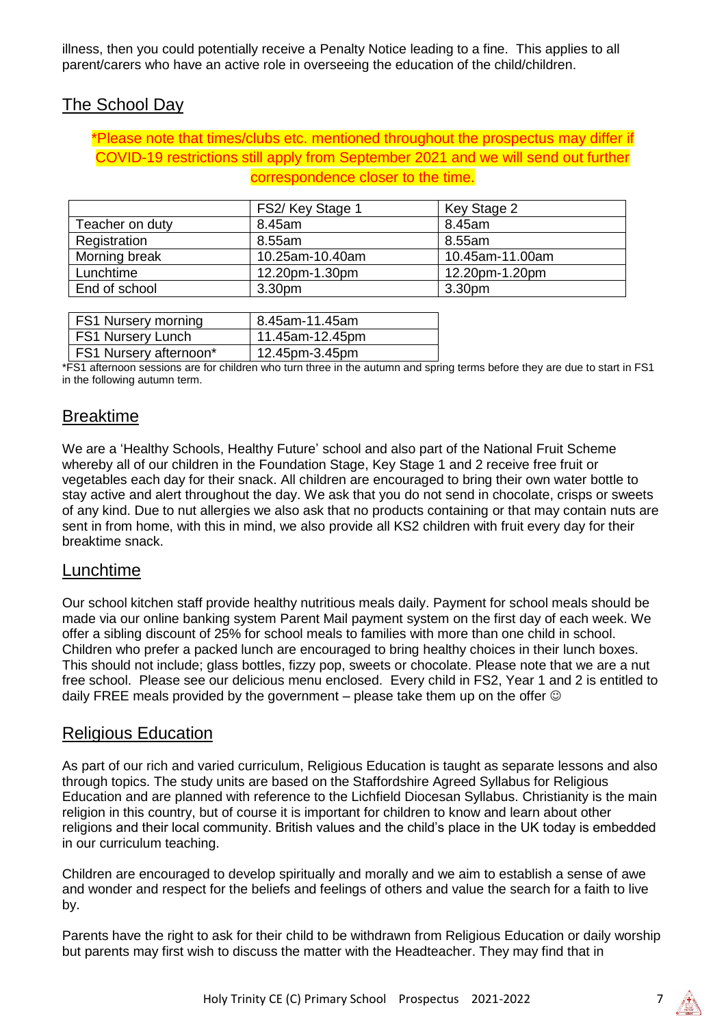illness, then you could potentially receive a Penalty Notice leading to a fine. This applies to all parent/carers who have an active role in overseeing the education of the child/children.

## The School Day

*Please note that times/clubs etc. mentioned throughout the prospectus may differ if COVID-19 restrictions still apply from September 2021 and we will send out further correspondence closer to the time.

| | FS2/ Key Stage 1 | Key Stage 2 |
|---|---|---|
| Teacher on duty | 8.45am | 8.45am |
| Registration | 8.55am | 8.55am |
| Morning break | 10.25am-10.40am | 10.45am-11.00am |
| Lunchtime | 12.20pm-1.30pm | 12.20pm-1.20pm |
| End of school | 3.30pm | 3.30pm |

| | |
|---|---|
| FS1 Nursery morning | 8.45am-11.45am |
| FS1 Nursery Lunch | 11.45am-12.45pm |
| FS1 Nursery afternoon* | 12.45pm-3.45pm |

*FS1 afternoon sessions are for children who turn three in the autumn and spring terms before they are due to start in FS1 in the following autumn term.

## Breaktime

We are a 'Healthy Schools, Healthy Future' school and also part of the National Fruit Scheme whereby all of our children in the Foundation Stage, Key Stage 1 and 2 receive free fruit or vegetables each day for their snack. All children are encouraged to bring their own water bottle to stay active and alert throughout the day. We ask that you do not send in chocolate, crisps or sweets of any kind. Due to nut allergies we also ask that no products containing or that may contain nuts are sent in from home, with this in mind, we also provide all KS2 children with fruit every day for their breaktime snack.

## Lunchtime

Our school kitchen staff provide healthy nutritious meals daily. Payment for school meals should be made via our online banking system Parent Mail payment system on the first day of each week. We offer a sibling discount of 25% for school meals to families with more than one child in school. Children who prefer a packed lunch are encouraged to bring healthy choices in their lunch boxes. This should not include; glass bottles, fizzy pop, sweets or chocolate. Please note that we are a nut free school. Please see our delicious menu enclosed. Every child in FS2, Year 1 and 2 is entitled to daily FREE meals provided by the government – please take them up on the offer ☺

## Religious Education

As part of our rich and varied curriculum, Religious Education is taught as separate lessons and also through topics. The study units are based on the Staffordshire Agreed Syllabus for Religious Education and are planned with reference to the Lichfield Diocesan Syllabus. Christianity is the main religion in this country, but of course it is important for children to know and learn about other religions and their local community. British values and the child's place in the UK today is embedded in our curriculum teaching.

Children are encouraged to develop spiritually and morally and we aim to establish a sense of awe and wonder and respect for the beliefs and feelings of others and value the search for a faith to live by.

Parents have the right to ask for their child to be withdrawn from Religious Education or daily worship but parents may first wish to discuss the matter with the Headteacher. They may find that in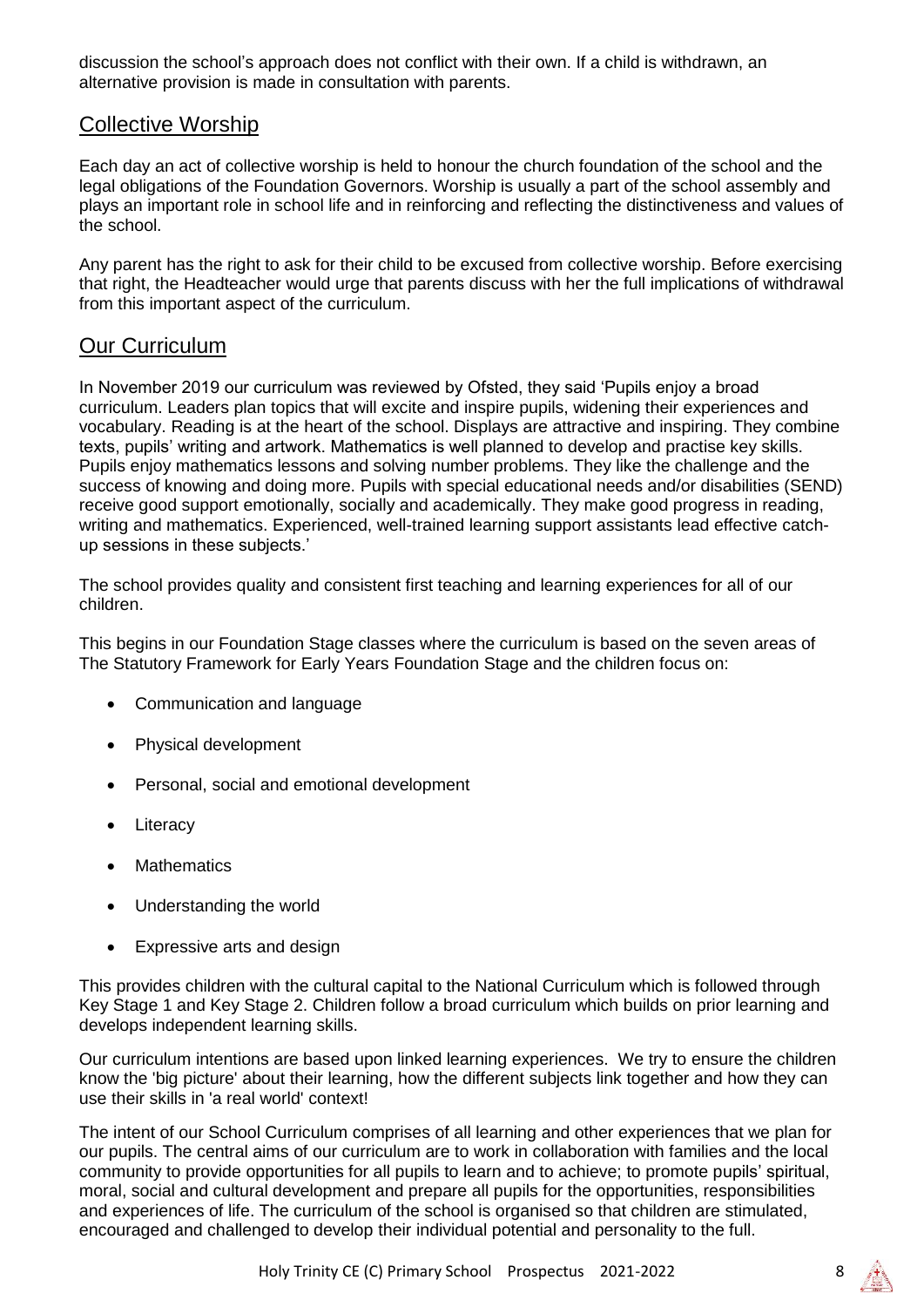discussion the school's approach does not conflict with their own. If a child is withdrawn, an alternative provision is made in consultation with parents.

## Collective Worship

Each day an act of collective worship is held to honour the church foundation of the school and the legal obligations of the Foundation Governors. Worship is usually a part of the school assembly and plays an important role in school life and in reinforcing and reflecting the distinctiveness and values of the school.

Any parent has the right to ask for their child to be excused from collective worship. Before exercising that right, the Headteacher would urge that parents discuss with her the full implications of withdrawal from this important aspect of the curriculum.

## Our Curriculum

In November 2019 our curriculum was reviewed by Ofsted, they said 'Pupils enjoy a broad curriculum. Leaders plan topics that will excite and inspire pupils, widening their experiences and vocabulary. Reading is at the heart of the school. Displays are attractive and inspiring. They combine texts, pupils' writing and artwork. Mathematics is well planned to develop and practise key skills. Pupils enjoy mathematics lessons and solving number problems. They like the challenge and the success of knowing and doing more. Pupils with special educational needs and/or disabilities (SEND) receive good support emotionally, socially and academically. They make good progress in reading, writing and mathematics. Experienced, well-trained learning support assistants lead effective catch-up sessions in these subjects.'

The school provides quality and consistent first teaching and learning experiences for all of our children.

This begins in our Foundation Stage classes where the curriculum is based on the seven areas of The Statutory Framework for Early Years Foundation Stage and the children focus on:

- Communication and language
- Physical development
- Personal, social and emotional development
- Literacy
- Mathematics
- Understanding the world
- Expressive arts and design

This provides children with the cultural capital to the National Curriculum which is followed through Key Stage 1 and Key Stage 2. Children follow a broad curriculum which builds on prior learning and develops independent learning skills.

Our curriculum intentions are based upon linked learning experiences. We try to ensure the children know the 'big picture' about their learning, how the different subjects link together and how they can use their skills in 'a real world' context!

The intent of our School Curriculum comprises of all learning and other experiences that we plan for our pupils. The central aims of our curriculum are to work in collaboration with families and the local community to provide opportunities for all pupils to learn and to achieve; to promote pupils' spiritual, moral, social and cultural development and prepare all pupils for the opportunities, responsibilities and experiences of life. The curriculum of the school is organised so that children are stimulated, encouraged and challenged to develop their individual potential and personality to the full.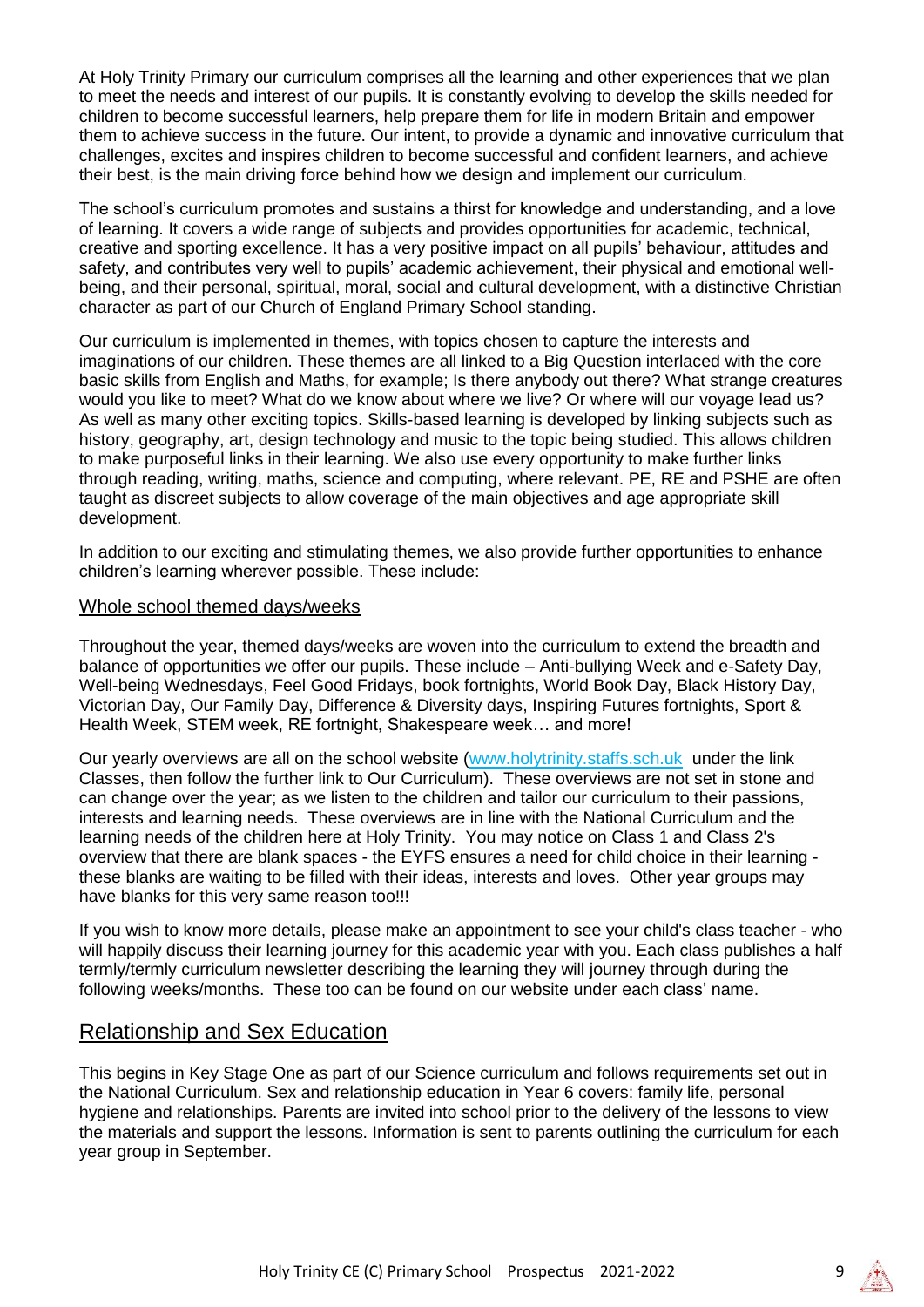At Holy Trinity Primary our curriculum comprises all the learning and other experiences that we plan to meet the needs and interest of our pupils. It is constantly evolving to develop the skills needed for children to become successful learners, help prepare them for life in modern Britain and empower them to achieve success in the future. Our intent, to provide a dynamic and innovative curriculum that challenges, excites and inspires children to become successful and confident learners, and achieve their best, is the main driving force behind how we design and implement our curriculum.

The school's curriculum promotes and sustains a thirst for knowledge and understanding, and a love of learning. It covers a wide range of subjects and provides opportunities for academic, technical, creative and sporting excellence. It has a very positive impact on all pupils' behaviour, attitudes and safety, and contributes very well to pupils' academic achievement, their physical and emotional well-being, and their personal, spiritual, moral, social and cultural development, with a distinctive Christian character as part of our Church of England Primary School standing.

Our curriculum is implemented in themes, with topics chosen to capture the interests and imaginations of our children. These themes are all linked to a Big Question interlaced with the core basic skills from English and Maths, for example; Is there anybody out there? What strange creatures would you like to meet? What do we know about where we live? Or where will our voyage lead us? As well as many other exciting topics. Skills-based learning is developed by linking subjects such as history, geography, art, design technology and music to the topic being studied. This allows children to make purposeful links in their learning. We also use every opportunity to make further links through reading, writing, maths, science and computing, where relevant. PE, RE and PSHE are often taught as discreet subjects to allow coverage of the main objectives and age appropriate skill development.

In addition to our exciting and stimulating themes, we also provide further opportunities to enhance children's learning wherever possible. These include:

### Whole school themed days/weeks

Throughout the year, themed days/weeks are woven into the curriculum to extend the breadth and balance of opportunities we offer our pupils. These include – Anti-bullying Week and e-Safety Day, Well-being Wednesdays, Feel Good Fridays, book fortnights, World Book Day, Black History Day, Victorian Day, Our Family Day, Difference & Diversity days, Inspiring Futures fortnights, Sport & Health Week, STEM week, RE fortnight, Shakespeare week… and more!

Our yearly overviews are all on the school website (www.holytrinity.staffs.sch.uk under the link Classes, then follow the further link to Our Curriculum). These overviews are not set in stone and can change over the year; as we listen to the children and tailor our curriculum to their passions, interests and learning needs. These overviews are in line with the National Curriculum and the learning needs of the children here at Holy Trinity. You may notice on Class 1 and Class 2's overview that there are blank spaces - the EYFS ensures a need for child choice in their learning - these blanks are waiting to be filled with their ideas, interests and loves. Other year groups may have blanks for this very same reason too!!!

If you wish to know more details, please make an appointment to see your child's class teacher - who will happily discuss their learning journey for this academic year with you. Each class publishes a half termly/termly curriculum newsletter describing the learning they will journey through during the following weeks/months. These too can be found on our website under each class' name.

## Relationship and Sex Education

This begins in Key Stage One as part of our Science curriculum and follows requirements set out in the National Curriculum. Sex and relationship education in Year 6 covers: family life, personal hygiene and relationships. Parents are invited into school prior to the delivery of the lessons to view the materials and support the lessons. Information is sent to parents outlining the curriculum for each year group in September.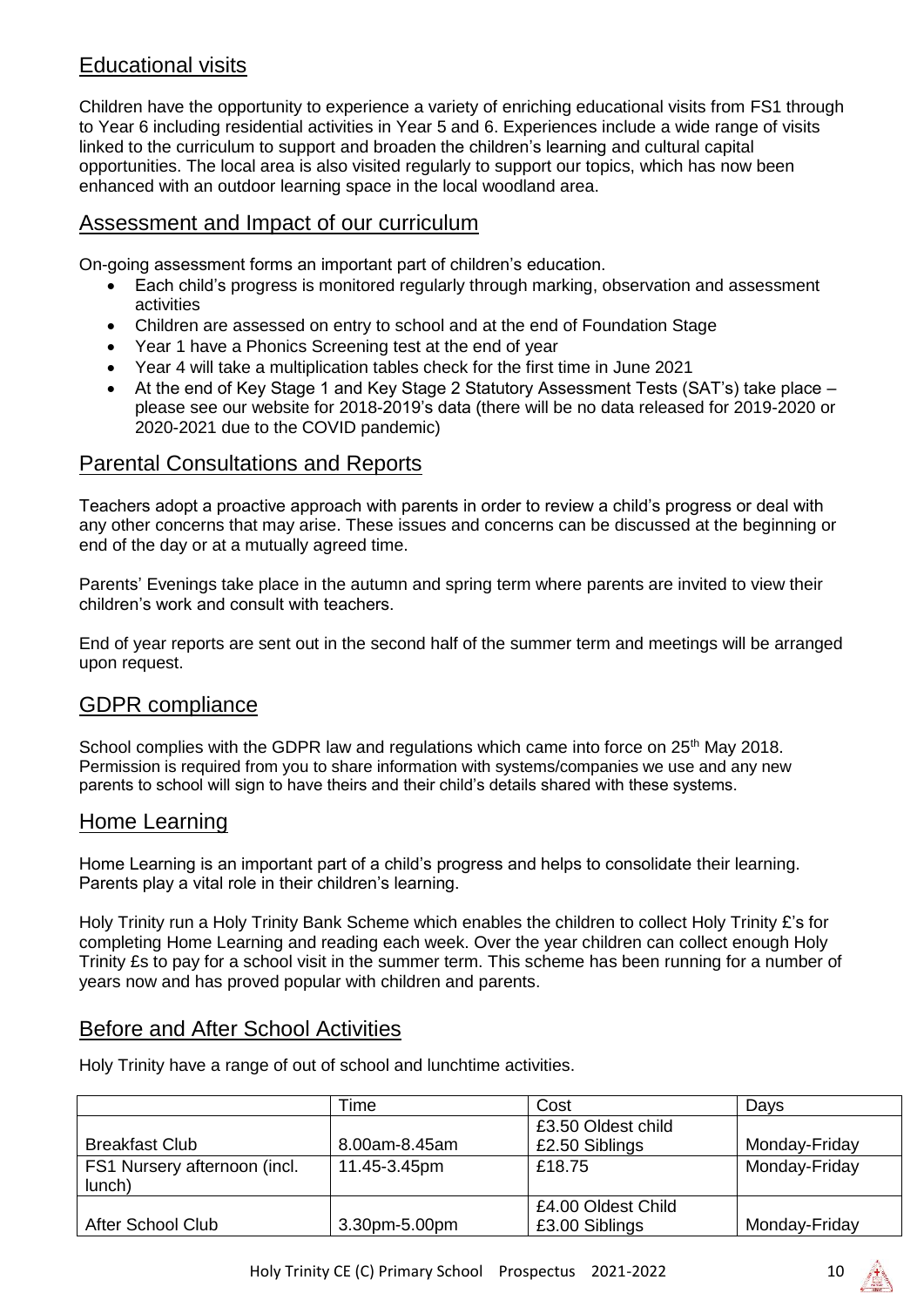## Educational visits

Children have the opportunity to experience a variety of enriching educational visits from FS1 through to Year 6 including residential activities in Year 5 and 6. Experiences include a wide range of visits linked to the curriculum to support and broaden the children's learning and cultural capital opportunities. The local area is also visited regularly to support our topics, which has now been enhanced with an outdoor learning space in the local woodland area.

## Assessment and Impact of our curriculum

On-going assessment forms an important part of children's education.

- Each child's progress is monitored regularly through marking, observation and assessment activities
- Children are assessed on entry to school and at the end of Foundation Stage
- Year 1 have a Phonics Screening test at the end of year
- Year 4 will take a multiplication tables check for the first time in June 2021
- At the end of Key Stage 1 and Key Stage 2 Statutory Assessment Tests (SAT's) take place – please see our website for 2018-2019's data (there will be no data released for 2019-2020 or 2020-2021 due to the COVID pandemic)

## Parental Consultations and Reports

Teachers adopt a proactive approach with parents in order to review a child's progress or deal with any other concerns that may arise. These issues and concerns can be discussed at the beginning or end of the day or at a mutually agreed time.

Parents' Evenings take place in the autumn and spring term where parents are invited to view their children's work and consult with teachers.

End of year reports are sent out in the second half of the summer term and meetings will be arranged upon request.

## GDPR compliance

School complies with the GDPR law and regulations which came into force on 25th May 2018. Permission is required from you to share information with systems/companies we use and any new parents to school will sign to have theirs and their child's details shared with these systems.

## Home Learning

Home Learning is an important part of a child's progress and helps to consolidate their learning. Parents play a vital role in their children's learning.

Holy Trinity run a Holy Trinity Bank Scheme which enables the children to collect Holy Trinity £'s for completing Home Learning and reading each week. Over the year children can collect enough Holy Trinity £s to pay for a school visit in the summer term. This scheme has been running for a number of years now and has proved popular with children and parents.

## Before and After School Activities

Holy Trinity have a range of out of school and lunchtime activities.

| | Time | Cost | Days |
|---|---|---|---|
| Breakfast Club | 8.00am-8.45am | £3.50 Oldest child<br>£2.50 Siblings | Monday-Friday |
| FS1 Nursery afternoon (incl. lunch) | 11.45-3.45pm | £18.75 | Monday-Friday |
| After School Club | 3.30pm-5.00pm | £4.00 Oldest Child<br>£3.00 Siblings | Monday-Friday |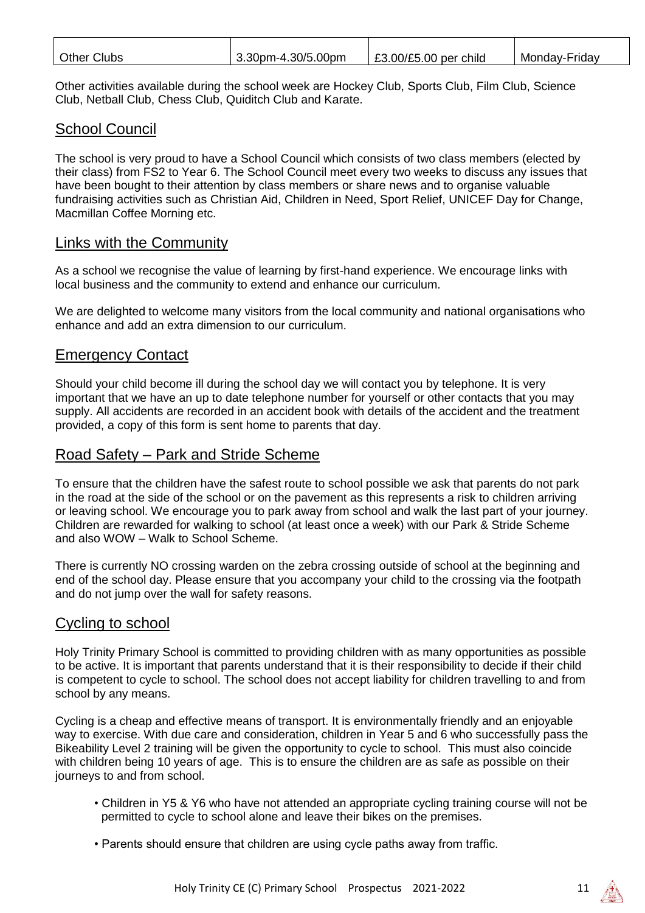| Other Clubs | 3.30pm-4.30/5.00pm | £3.00/£5.00 per child | Monday-Friday |
|---|---|---|---|

Other activities available during the school week are Hockey Club, Sports Club, Film Club, Science Club, Netball Club, Chess Club, Quiditch Club and Karate.

## School Council

The school is very proud to have a School Council which consists of two class members (elected by their class) from FS2 to Year 6. The School Council meet every two weeks to discuss any issues that have been bought to their attention by class members or share news and to organise valuable fundraising activities such as Christian Aid, Children in Need, Sport Relief, UNICEF Day for Change, Macmillan Coffee Morning etc.

## Links with the Community

As a school we recognise the value of learning by first-hand experience. We encourage links with local business and the community to extend and enhance our curriculum.

We are delighted to welcome many visitors from the local community and national organisations who enhance and add an extra dimension to our curriculum.

## Emergency Contact

Should your child become ill during the school day we will contact you by telephone. It is very important that we have an up to date telephone number for yourself or other contacts that you may supply. All accidents are recorded in an accident book with details of the accident and the treatment provided, a copy of this form is sent home to parents that day.

## Road Safety – Park and Stride Scheme

To ensure that the children have the safest route to school possible we ask that parents do not park in the road at the side of the school or on the pavement as this represents a risk to children arriving or leaving school. We encourage you to park away from school and walk the last part of your journey. Children are rewarded for walking to school (at least once a week) with our Park & Stride Scheme and also WOW – Walk to School Scheme.

There is currently NO crossing warden on the zebra crossing outside of school at the beginning and end of the school day. Please ensure that you accompany your child to the crossing via the footpath and do not jump over the wall for safety reasons.

## Cycling to school

Holy Trinity Primary School is committed to providing children with as many opportunities as possible to be active. It is important that parents understand that it is their responsibility to decide if their child is competent to cycle to school. The school does not accept liability for children travelling to and from school by any means.

Cycling is a cheap and effective means of transport. It is environmentally friendly and an enjoyable way to exercise. With due care and consideration, children in Year 5 and 6 who successfully pass the Bikeability Level 2 training will be given the opportunity to cycle to school. This must also coincide with children being 10 years of age. This is to ensure the children are as safe as possible on their journeys to and from school.

- Children in Y5 & Y6 who have not attended an appropriate cycling training course will not be permitted to cycle to school alone and leave their bikes on the premises.
- Parents should ensure that children are using cycle paths away from traffic.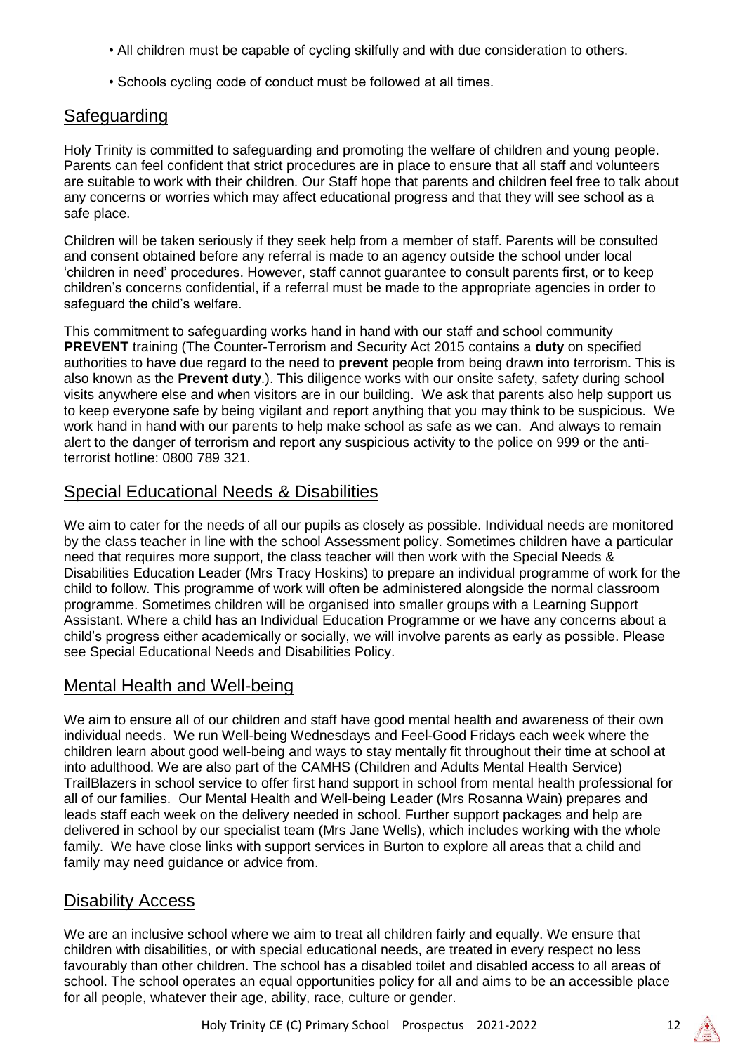- All children must be capable of cycling skilfully and with due consideration to others.
- Schools cycling code of conduct must be followed at all times.

## Safeguarding

Holy Trinity is committed to safeguarding and promoting the welfare of children and young people. Parents can feel confident that strict procedures are in place to ensure that all staff and volunteers are suitable to work with their children. Our Staff hope that parents and children feel free to talk about any concerns or worries which may affect educational progress and that they will see school as a safe place.

Children will be taken seriously if they seek help from a member of staff. Parents will be consulted and consent obtained before any referral is made to an agency outside the school under local 'children in need' procedures. However, staff cannot guarantee to consult parents first, or to keep children's concerns confidential, if a referral must be made to the appropriate agencies in order to safeguard the child's welfare.

This commitment to safeguarding works hand in hand with our staff and school community **PREVENT** training (The Counter-Terrorism and Security Act 2015 contains a **duty** on specified authorities to have due regard to the need to **prevent** people from being drawn into terrorism. This is also known as the **Prevent duty**.). This diligence works with our onsite safety, safety during school visits anywhere else and when visitors are in our building. We ask that parents also help support us to keep everyone safe by being vigilant and report anything that you may think to be suspicious. We work hand in hand with our parents to help make school as safe as we can. And always to remain alert to the danger of terrorism and report any suspicious activity to the police on 999 or the anti-terrorist hotline: 0800 789 321.

## Special Educational Needs & Disabilities

We aim to cater for the needs of all our pupils as closely as possible. Individual needs are monitored by the class teacher in line with the school Assessment policy. Sometimes children have a particular need that requires more support, the class teacher will then work with the Special Needs & Disabilities Education Leader (Mrs Tracy Hoskins) to prepare an individual programme of work for the child to follow. This programme of work will often be administered alongside the normal classroom programme. Sometimes children will be organised into smaller groups with a Learning Support Assistant. Where a child has an Individual Education Programme or we have any concerns about a child's progress either academically or socially, we will involve parents as early as possible. Please see Special Educational Needs and Disabilities Policy.

## Mental Health and Well-being

We aim to ensure all of our children and staff have good mental health and awareness of their own individual needs. We run Well-being Wednesdays and Feel-Good Fridays each week where the children learn about good well-being and ways to stay mentally fit throughout their time at school at into adulthood. We are also part of the CAMHS (Children and Adults Mental Health Service) TrailBlazers in school service to offer first hand support in school from mental health professional for all of our families. Our Mental Health and Well-being Leader (Mrs Rosanna Wain) prepares and leads staff each week on the delivery needed in school. Further support packages and help are delivered in school by our specialist team (Mrs Jane Wells), which includes working with the whole family. We have close links with support services in Burton to explore all areas that a child and family may need guidance or advice from.

## Disability Access

We are an inclusive school where we aim to treat all children fairly and equally. We ensure that children with disabilities, or with special educational needs, are treated in every respect no less favourably than other children. The school has a disabled toilet and disabled access to all areas of school. The school operates an equal opportunities policy for all and aims to be an accessible place for all people, whatever their age, ability, race, culture or gender.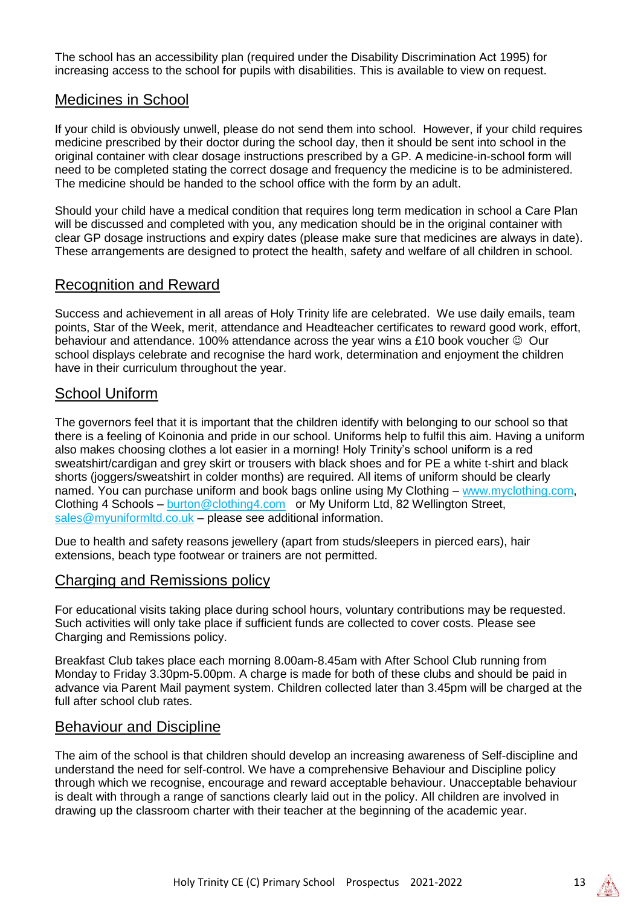The school has an accessibility plan (required under the Disability Discrimination Act 1995) for increasing access to the school for pupils with disabilities. This is available to view on request.

## Medicines in School

If your child is obviously unwell, please do not send them into school. However, if your child requires medicine prescribed by their doctor during the school day, then it should be sent into school in the original container with clear dosage instructions prescribed by a GP. A medicine-in-school form will need to be completed stating the correct dosage and frequency the medicine is to be administered. The medicine should be handed to the school office with the form by an adult.

Should your child have a medical condition that requires long term medication in school a Care Plan will be discussed and completed with you, any medication should be in the original container with clear GP dosage instructions and expiry dates (please make sure that medicines are always in date). These arrangements are designed to protect the health, safety and welfare of all children in school.

## Recognition and Reward

Success and achievement in all areas of Holy Trinity life are celebrated. We use daily emails, team points, Star of the Week, merit, attendance and Headteacher certificates to reward good work, effort, behaviour and attendance. 100% attendance across the year wins a £10 book voucher ☺ Our school displays celebrate and recognise the hard work, determination and enjoyment the children have in their curriculum throughout the year.

## School Uniform

The governors feel that it is important that the children identify with belonging to our school so that there is a feeling of Koinonia and pride in our school. Uniforms help to fulfil this aim. Having a uniform also makes choosing clothes a lot easier in a morning! Holy Trinity's school uniform is a red sweatshirt/cardigan and grey skirt or trousers with black shoes and for PE a white t-shirt and black shorts (joggers/sweatshirt in colder months) are required. All items of uniform should be clearly named. You can purchase uniform and book bags online using My Clothing – www.myclothing.com, Clothing 4 Schools – burton@clothing4.com or My Uniform Ltd, 82 Wellington Street, sales@myuniformltd.co.uk – please see additional information.

Due to health and safety reasons jewellery (apart from studs/sleepers in pierced ears), hair extensions, beach type footwear or trainers are not permitted.

## Charging and Remissions policy

For educational visits taking place during school hours, voluntary contributions may be requested. Such activities will only take place if sufficient funds are collected to cover costs. Please see Charging and Remissions policy.

Breakfast Club takes place each morning 8.00am-8.45am with After School Club running from Monday to Friday 3.30pm-5.00pm. A charge is made for both of these clubs and should be paid in advance via Parent Mail payment system. Children collected later than 3.45pm will be charged at the full after school club rates.

## Behaviour and Discipline

The aim of the school is that children should develop an increasing awareness of Self-discipline and understand the need for self-control. We have a comprehensive Behaviour and Discipline policy through which we recognise, encourage and reward acceptable behaviour. Unacceptable behaviour is dealt with through a range of sanctions clearly laid out in the policy. All children are involved in drawing up the classroom charter with their teacher at the beginning of the academic year.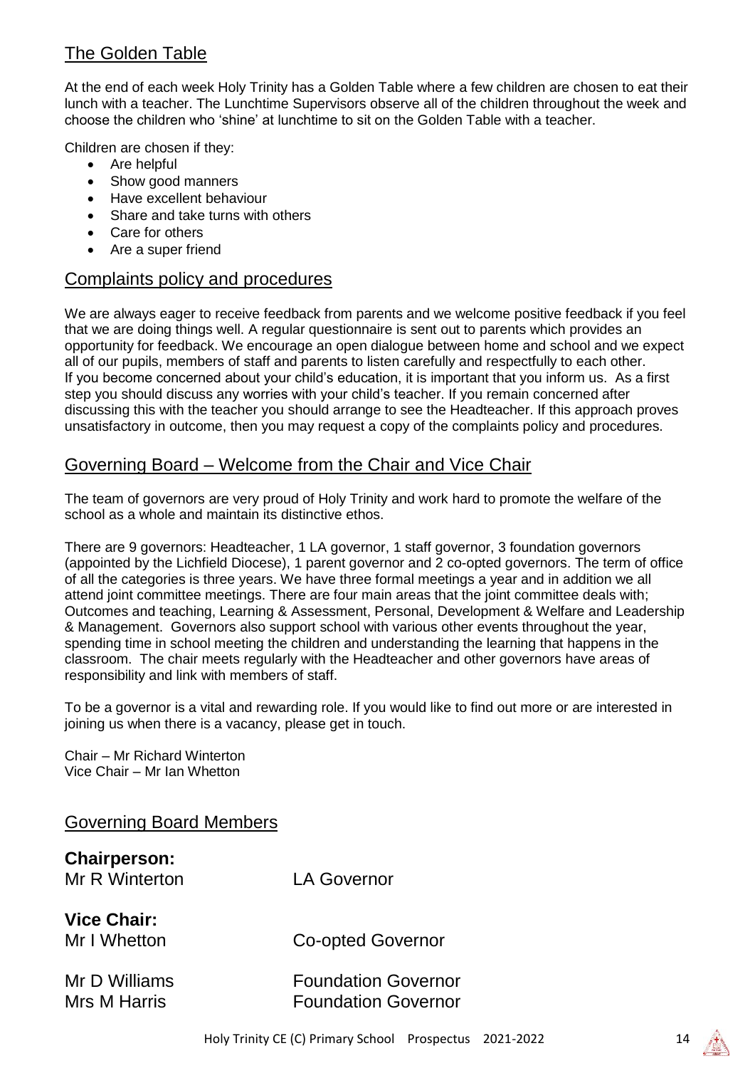## The Golden Table

At the end of each week Holy Trinity has a Golden Table where a few children are chosen to eat their lunch with a teacher. The Lunchtime Supervisors observe all of the children throughout the week and choose the children who 'shine' at lunchtime to sit on the Golden Table with a teacher.

Children are chosen if they:

- Are helpful
- Show good manners
- Have excellent behaviour
- Share and take turns with others
- Care for others
- Are a super friend

## Complaints policy and procedures

We are always eager to receive feedback from parents and we welcome positive feedback if you feel that we are doing things well. A regular questionnaire is sent out to parents which provides an opportunity for feedback. We encourage an open dialogue between home and school and we expect all of our pupils, members of staff and parents to listen carefully and respectfully to each other. If you become concerned about your child's education, it is important that you inform us. As a first step you should discuss any worries with your child's teacher. If you remain concerned after discussing this with the teacher you should arrange to see the Headteacher. If this approach proves unsatisfactory in outcome, then you may request a copy of the complaints policy and procedures.

## Governing Board – Welcome from the Chair and Vice Chair

The team of governors are very proud of Holy Trinity and work hard to promote the welfare of the school as a whole and maintain its distinctive ethos.

There are 9 governors: Headteacher, 1 LA governor, 1 staff governor, 3 foundation governors (appointed by the Lichfield Diocese), 1 parent governor and 2 co-opted governors. The term of office of all the categories is three years. We have three formal meetings a year and in addition we all attend joint committee meetings. There are four main areas that the joint committee deals with; Outcomes and teaching, Learning & Assessment, Personal, Development & Welfare and Leadership & Management. Governors also support school with various other events throughout the year, spending time in school meeting the children and understanding the learning that happens in the classroom. The chair meets regularly with the Headteacher and other governors have areas of responsibility and link with members of staff.

To be a governor is a vital and rewarding role. If you would like to find out more or are interested in joining us when there is a vacancy, please get in touch.

Chair – Mr Richard Winterton
Vice Chair – Mr Ian Whetton

## Governing Board Members

**Chairperson:**
Mr R Winterton — LA Governor

**Vice Chair:**
Mr I Whetton — Co-opted Governor

Mr D Williams — Foundation Governor
Mrs M Harris — Foundation Governor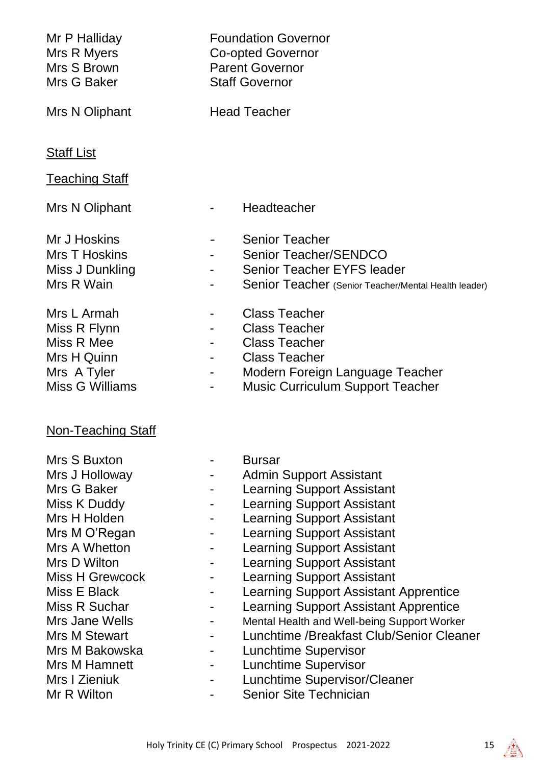| | |
|---|---|
| Mr P Halliday | Foundation Governor |
| Mrs R Myers | Co-opted Governor |
| Mrs S Brown | Parent Governor |
| Mrs G Baker | Staff Governor |
| Mrs N Oliphant | Head Teacher |

## Staff List

### Teaching Staff

| | | |
|---|---|---|
| Mrs N Oliphant | - | Headteacher |
| Mr J Hoskins | - | Senior Teacher |
| Mrs T Hoskins | - | Senior Teacher/SENDCO |
| Miss J Dunkling | - | Senior Teacher EYFS leader |
| Mrs R Wain | - | Senior Teacher (Senior Teacher/Mental Health leader) |
| Mrs L Armah | - | Class Teacher |
| Miss R Flynn | - | Class Teacher |
| Miss R Mee | - | Class Teacher |
| Mrs H Quinn | - | Class Teacher |
| Mrs A Tyler | - | Modern Foreign Language Teacher |
| Miss G Williams | - | Music Curriculum Support Teacher |

### Non-Teaching Staff

| | | |
|---|---|---|
| Mrs S Buxton | - | Bursar |
| Mrs J Holloway | - | Admin Support Assistant |
| Mrs G Baker | - | Learning Support Assistant |
| Miss K Duddy | - | Learning Support Assistant |
| Mrs H Holden | - | Learning Support Assistant |
| Mrs M O'Regan | - | Learning Support Assistant |
| Mrs A Whetton | - | Learning Support Assistant |
| Mrs D Wilton | - | Learning Support Assistant |
| Miss H Grewcock | - | Learning Support Assistant |
| Miss E Black | - | Learning Support Assistant Apprentice |
| Miss R Suchar | - | Learning Support Assistant Apprentice |
| Mrs Jane Wells | - | Mental Health and Well-being Support Worker |
| Mrs M Stewart | - | Lunchtime /Breakfast Club/Senior Cleaner |
| Mrs M Bakowska | - | Lunchtime Supervisor |
| Mrs M Hamnett | - | Lunchtime Supervisor |
| Mrs I Zieniuk | - | Lunchtime Supervisor/Cleaner |
| Mr R Wilton | - | Senior Site Technician |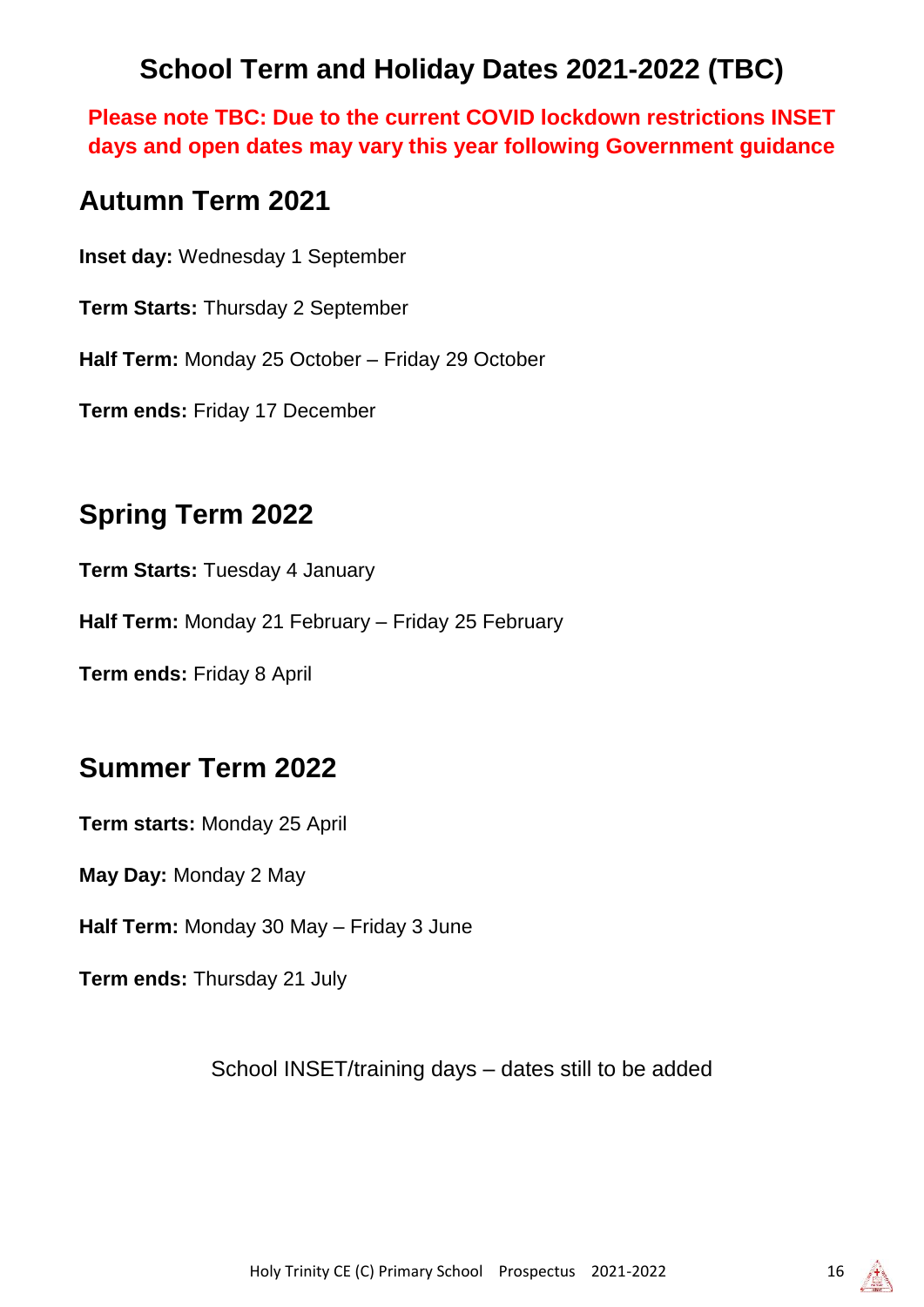# School Term and Holiday Dates 2021-2022 (TBC)

**Please note TBC: Due to the current COVID lockdown restrictions INSET days and open dates may vary this year following Government guidance**

## Autumn Term 2021

**Inset day:** Wednesday 1 September

**Term Starts:** Thursday 2 September

**Half Term:** Monday 25 October – Friday 29 October

**Term ends:** Friday 17 December

## Spring Term 2022

**Term Starts:** Tuesday 4 January

**Half Term:** Monday 21 February – Friday 25 February

**Term ends:** Friday 8 April

## Summer Term 2022

**Term starts:** Monday 25 April

**May Day:** Monday 2 May

**Half Term:** Monday 30 May – Friday 3 June

**Term ends:** Thursday 21 July

School INSET/training days – dates still to be added